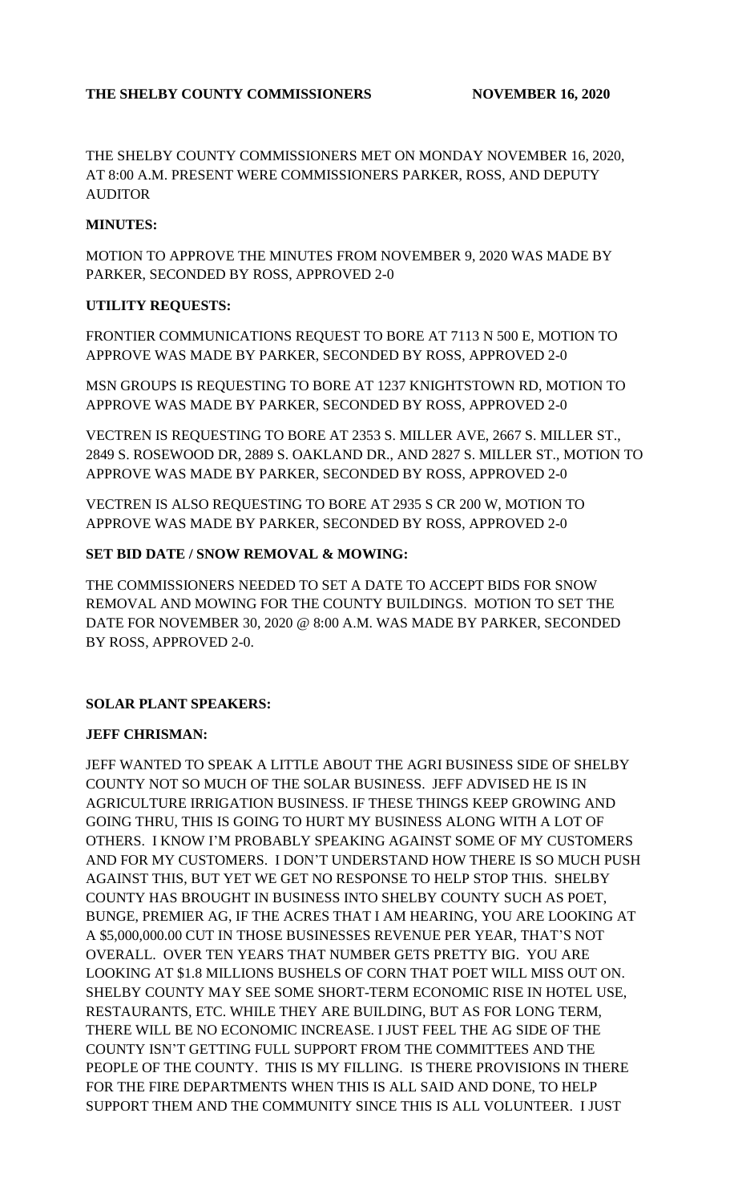**THE SHELBY COUNTY COMMISSIONERS NOVEMBER 16, 2020**

THE SHELBY COUNTY COMMISSIONERS MET ON MONDAY NOVEMBER 16, 2020, AT 8:00 A.M. PRESENT WERE COMMISSIONERS PARKER, ROSS, AND DEPUTY AUDITOR

**MINUTES:**

MOTION TO APPROVE THE MINUTES FROM NOVEMBER 9, 2020 WAS MADE BY PARKER, SECONDED BY ROSS, APPROVED 2-0

**UTILITY REQUESTS:**

FRONTIER COMMUNICATIONS REQUEST TO BORE AT 7113 N 500 E, MOTION TO APPROVE WAS MADE BY PARKER, SECONDED BY ROSS, APPROVED 2-0

MSN GROUPS IS REQUESTING TO BORE AT 1237 KNIGHTSTOWN RD, MOTION TO APPROVE WAS MADE BY PARKER, SECONDED BY ROSS, APPROVED 2-0

VECTREN IS REQUESTING TO BORE AT 2353 S. MILLER AVE, 2667 S. MILLER ST., 2849 S. ROSEWOOD DR, 2889 S. OAKLAND DR., AND 2827 S. MILLER ST., MOTION TO APPROVE WAS MADE BY PARKER, SECONDED BY ROSS, APPROVED 2-0

VECTREN IS ALSO REQUESTING TO BORE AT 2935 S CR 200 W, MOTION TO APPROVE WAS MADE BY PARKER, SECONDED BY ROSS, APPROVED 2-0

**SET BID DATE / SNOW REMOVAL & MOWING:**

THE COMMISSIONERS NEEDED TO SET A DATE TO ACCEPT BIDS FOR SNOW REMOVAL AND MOWING FOR THE COUNTY BUILDINGS. MOTION TO SET THE DATE FOR NOVEMBER 30, 2020 @ 8:00 A.M. WAS MADE BY PARKER, SECONDED BY ROSS, APPROVED 2-0.

**SOLAR PLANT SPEAKERS:**

**JEFF CHRISMAN:**

JEFF WANTED TO SPEAK A LITTLE ABOUT THE AGRI BUSINESS SIDE OF SHELBY COUNTY NOT SO MUCH OF THE SOLAR BUSINESS. JEFF ADVISED HE IS IN AGRICULTURE IRRIGATION BUSINESS. IF THESE THINGS KEEP GROWING AND GOING THRU, THIS IS GOING TO HURT MY BUSINESS ALONG WITH A LOT OF OTHERS. I KNOW I'M PROBABLY SPEAKING AGAINST SOME OF MY CUSTOMERS AND FOR MY CUSTOMERS. I DON'T UNDERSTAND HOW THERE IS SO MUCH PUSH AGAINST THIS, BUT YET WE GET NO RESPONSE TO HELP STOP THIS. SHELBY COUNTY HAS BROUGHT IN BUSINESS INTO SHELBY COUNTY SUCH AS POET, BUNGE, PREMIER AG, IF THE ACRES THAT I AM HEARING, YOU ARE LOOKING AT A $5,000,000.00 CUT IN THOSE BUSINESSES REVENUE PER YEAR, THAT'S NOT OVERALL. OVER TEN YEARS THAT NUMBER GETS PRETTY BIG. YOU ARE LOOKING AT $1.8 MILLIONS BUSHELS OF CORN THAT POET WILL MISS OUT ON. SHELBY COUNTY MAY SEE SOME SHORT-TERM ECONOMIC RISE IN HOTEL USE, RESTAURANTS, ETC. WHILE THEY ARE BUILDING, BUT AS FOR LONG TERM, THERE WILL BE NO ECONOMIC INCREASE. I JUST FEEL THE AG SIDE OF THE COUNTY ISN'T GETTING FULL SUPPORT FROM THE COMMITTEES AND THE PEOPLE OF THE COUNTY. THIS IS MY FILLING. IS THERE PROVISIONS IN THERE FOR THE FIRE DEPARTMENTS WHEN THIS IS ALL SAID AND DONE, TO HELP SUPPORT THEM AND THE COMMUNITY SINCE THIS IS ALL VOLUNTEER. I JUST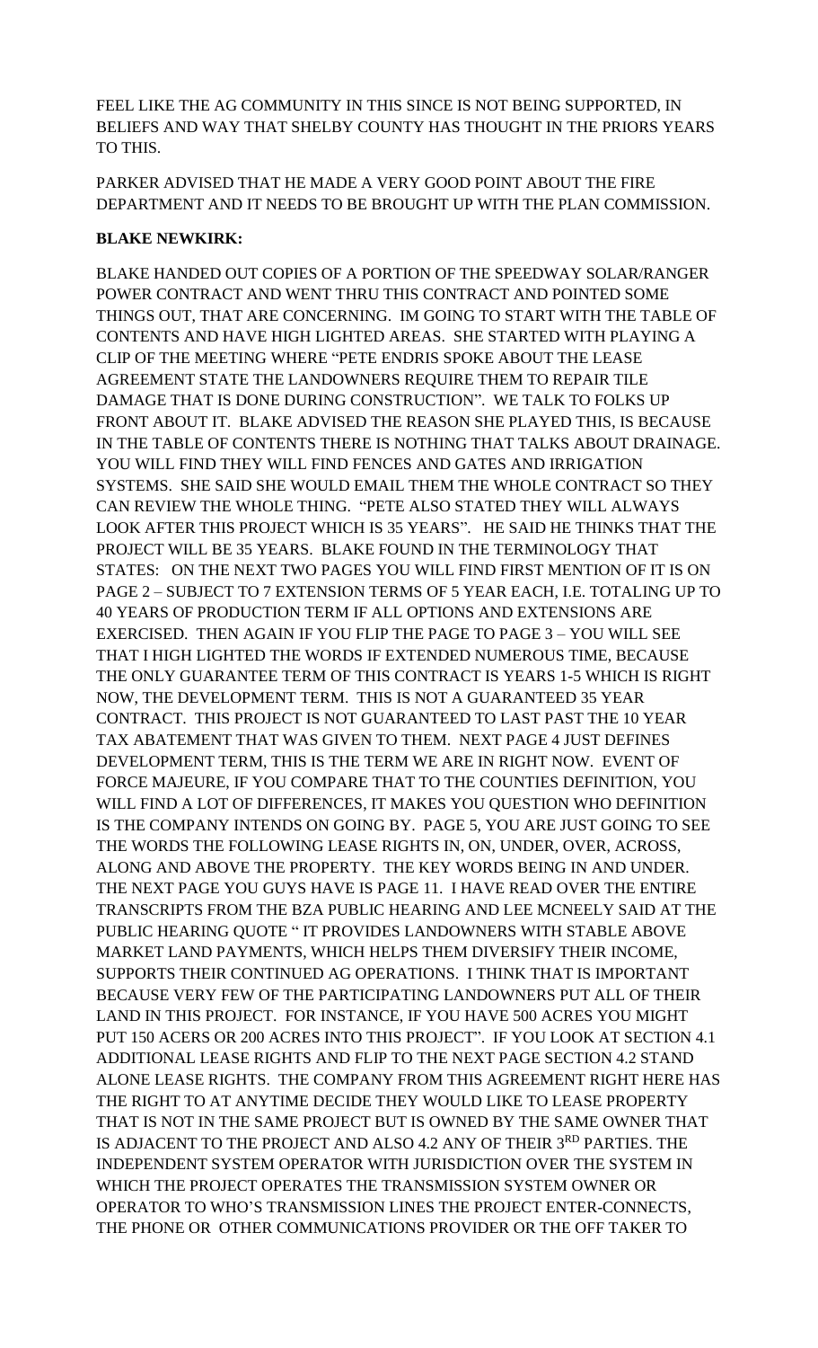FEEL LIKE THE AG COMMUNITY IN THIS SINCE IS NOT BEING SUPPORTED, IN BELIEFS AND WAY THAT SHELBY COUNTY HAS THOUGHT IN THE PRIORS YEARS TO THIS.

PARKER ADVISED THAT HE MADE A VERY GOOD POINT ABOUT THE FIRE DEPARTMENT AND IT NEEDS TO BE BROUGHT UP WITH THE PLAN COMMISSION.

**BLAKE NEWKIRK:**

BLAKE HANDED OUT COPIES OF A PORTION OF THE SPEEDWAY SOLAR/RANGER POWER CONTRACT AND WENT THRU THIS CONTRACT AND POINTED SOME THINGS OUT, THAT ARE CONCERNING. IM GOING TO START WITH THE TABLE OF CONTENTS AND HAVE HIGH LIGHTED AREAS. SHE STARTED WITH PLAYING A CLIP OF THE MEETING WHERE "PETE ENDRIS SPOKE ABOUT THE LEASE AGREEMENT STATE THE LANDOWNERS REQUIRE THEM TO REPAIR TILE DAMAGE THAT IS DONE DURING CONSTRUCTION". WE TALK TO FOLKS UP FRONT ABOUT IT. BLAKE ADVISED THE REASON SHE PLAYED THIS, IS BECAUSE IN THE TABLE OF CONTENTS THERE IS NOTHING THAT TALKS ABOUT DRAINAGE. YOU WILL FIND THEY WILL FIND FENCES AND GATES AND IRRIGATION SYSTEMS. SHE SAID SHE WOULD EMAIL THEM THE WHOLE CONTRACT SO THEY CAN REVIEW THE WHOLE THING. "PETE ALSO STATED THEY WILL ALWAYS LOOK AFTER THIS PROJECT WHICH IS 35 YEARS". HE SAID HE THINKS THAT THE PROJECT WILL BE 35 YEARS. BLAKE FOUND IN THE TERMINOLOGY THAT STATES: ON THE NEXT TWO PAGES YOU WILL FIND FIRST MENTION OF IT IS ON PAGE 2 – SUBJECT TO 7 EXTENSION TERMS OF 5 YEAR EACH, I.E. TOTALING UP TO 40 YEARS OF PRODUCTION TERM IF ALL OPTIONS AND EXTENSIONS ARE EXERCISED. THEN AGAIN IF YOU FLIP THE PAGE TO PAGE 3 – YOU WILL SEE THAT I HIGH LIGHTED THE WORDS IF EXTENDED NUMEROUS TIME, BECAUSE THE ONLY GUARANTEE TERM OF THIS CONTRACT IS YEARS 1-5 WHICH IS RIGHT NOW, THE DEVELOPMENT TERM. THIS IS NOT A GUARANTEED 35 YEAR CONTRACT. THIS PROJECT IS NOT GUARANTEED TO LAST PAST THE 10 YEAR TAX ABATEMENT THAT WAS GIVEN TO THEM. NEXT PAGE 4 JUST DEFINES DEVELOPMENT TERM, THIS IS THE TERM WE ARE IN RIGHT NOW. EVENT OF FORCE MAJEURE, IF YOU COMPARE THAT TO THE COUNTIES DEFINITION, YOU WILL FIND A LOT OF DIFFERENCES, IT MAKES YOU QUESTION WHO DEFINITION IS THE COMPANY INTENDS ON GOING BY. PAGE 5, YOU ARE JUST GOING TO SEE THE WORDS THE FOLLOWING LEASE RIGHTS IN, ON, UNDER, OVER, ACROSS, ALONG AND ABOVE THE PROPERTY. THE KEY WORDS BEING IN AND UNDER. THE NEXT PAGE YOU GUYS HAVE IS PAGE 11. I HAVE READ OVER THE ENTIRE TRANSCRIPTS FROM THE BZA PUBLIC HEARING AND LEE MCNEELY SAID AT THE PUBLIC HEARING QUOTE " IT PROVIDES LANDOWNERS WITH STABLE ABOVE MARKET LAND PAYMENTS, WHICH HELPS THEM DIVERSIFY THEIR INCOME, SUPPORTS THEIR CONTINUED AG OPERATIONS. I THINK THAT IS IMPORTANT BECAUSE VERY FEW OF THE PARTICIPATING LANDOWNERS PUT ALL OF THEIR LAND IN THIS PROJECT. FOR INSTANCE, IF YOU HAVE 500 ACRES YOU MIGHT PUT 150 ACERS OR 200 ACRES INTO THIS PROJECT". IF YOU LOOK AT SECTION 4.1 ADDITIONAL LEASE RIGHTS AND FLIP TO THE NEXT PAGE SECTION 4.2 STAND ALONE LEASE RIGHTS. THE COMPANY FROM THIS AGREEMENT RIGHT HERE HAS THE RIGHT TO AT ANYTIME DECIDE THEY WOULD LIKE TO LEASE PROPERTY THAT IS NOT IN THE SAME PROJECT BUT IS OWNED BY THE SAME OWNER THAT IS ADJACENT TO THE PROJECT AND ALSO 4.2 ANY OF THEIR 3RD PARTIES. THE INDEPENDENT SYSTEM OPERATOR WITH JURISDICTION OVER THE SYSTEM IN WHICH THE PROJECT OPERATES THE TRANSMISSION SYSTEM OWNER OR OPERATOR TO WHO'S TRANSMISSION LINES THE PROJECT ENTER-CONNECTS, THE PHONE OR OTHER COMMUNICATIONS PROVIDER OR THE OFF TAKER TO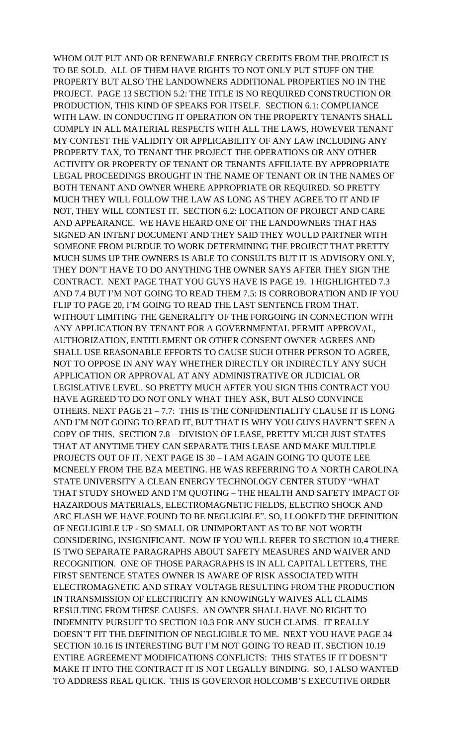WHOM OUT PUT AND OR RENEWABLE ENERGY CREDITS FROM THE PROJECT IS TO BE SOLD. ALL OF THEM HAVE RIGHTS TO NOT ONLY PUT STUFF ON THE PROPERTY BUT ALSO THE LANDOWNERS ADDITIONAL PROPERTIES NO IN THE PROJECT. PAGE 13 SECTION 5.2: THE TITLE IS NO REQUIRED CONSTRUCTION OR PRODUCTION, THIS KIND OF SPEAKS FOR ITSELF. SECTION 6.1: COMPLIANCE WITH LAW. IN CONDUCTING IT OPERATION ON THE PROPERTY TENANTS SHALL COMPLY IN ALL MATERIAL RESPECTS WITH ALL THE LAWS, HOWEVER TENANT MY CONTEST THE VALIDITY OR APPLICABILITY OF ANY LAW INCLUDING ANY PROPERTY TAX, TO TENANT THE PROJECT THE OPERATIONS OR ANY OTHER ACTIVITY OR PROPERTY OF TENANT OR TENANTS AFFILIATE BY APPROPRIATE LEGAL PROCEEDINGS BROUGHT IN THE NAME OF TENANT OR IN THE NAMES OF BOTH TENANT AND OWNER WHERE APPROPRIATE OR REQUIRED. SO PRETTY MUCH THEY WILL FOLLOW THE LAW AS LONG AS THEY AGREE TO IT AND IF NOT, THEY WILL CONTEST IT. SECTION 6.2: LOCATION OF PROJECT AND CARE AND APPEARANCE. WE HAVE HEARD ONE OF THE LANDOWNERS THAT HAS SIGNED AN INTENT DOCUMENT AND THEY SAID THEY WOULD PARTNER WITH SOMEONE FROM PURDUE TO WORK DETERMINING THE PROJECT THAT PRETTY MUCH SUMS UP THE OWNERS IS ABLE TO CONSULTS BUT IT IS ADVISORY ONLY, THEY DON'T HAVE TO DO ANYTHING THE OWNER SAYS AFTER THEY SIGN THE CONTRACT. NEXT PAGE THAT YOU GUYS HAVE IS PAGE 19. I HIGHLIGHTED 7.3 AND 7.4 BUT I'M NOT GOING TO READ THEM 7.5: IS CORROBORATION AND IF YOU FLIP TO PAGE 20, I'M GOING TO READ THE LAST SENTENCE FROM THAT. WITHOUT LIMITING THE GENERALITY OF THE FORGOING IN CONNECTION WITH ANY APPLICATION BY TENANT FOR A GOVERNMENTAL PERMIT APPROVAL, AUTHORIZATION, ENTITLEMENT OR OTHER CONSENT OWNER AGREES AND SHALL USE REASONABLE EFFORTS TO CAUSE SUCH OTHER PERSON TO AGREE, NOT TO OPPOSE IN ANY WAY WHETHER DIRECTLY OR INDIRECTLY ANY SUCH APPLICATION OR APPROVAL AT ANY ADMINISTRATIVE OR JUDICIAL OR LEGISLATIVE LEVEL. SO PRETTY MUCH AFTER YOU SIGN THIS CONTRACT YOU HAVE AGREED TO DO NOT ONLY WHAT THEY ASK, BUT ALSO CONVINCE OTHERS. NEXT PAGE 21 – 7.7: THIS IS THE CONFIDENTIALITY CLAUSE IT IS LONG AND I'M NOT GOING TO READ IT, BUT THAT IS WHY YOU GUYS HAVEN'T SEEN A COPY OF THIS. SECTION 7.8 – DIVISION OF LEASE, PRETTY MUCH JUST STATES THAT AT ANYTIME THEY CAN SEPARATE THIS LEASE AND MAKE MULTIPLE PROJECTS OUT OF IT. NEXT PAGE IS 30 – I AM AGAIN GOING TO QUOTE LEE MCNEELY FROM THE BZA MEETING. HE WAS REFERRING TO A NORTH CAROLINA STATE UNIVERSITY A CLEAN ENERGY TECHNOLOGY CENTER STUDY "WHAT THAT STUDY SHOWED AND I'M QUOTING – THE HEALTH AND SAFETY IMPACT OF HAZARDOUS MATERIALS, ELECTROMAGNETIC FIELDS, ELECTRO SHOCK AND ARC FLASH WE HAVE FOUND TO BE NEGLIGIBLE". SO, I LOOKED THE DEFINITION OF NEGLIGIBLE UP - SO SMALL OR UNIMPORTANT AS TO BE NOT WORTH CONSIDERING, INSIGNIFICANT. NOW IF YOU WILL REFER TO SECTION 10.4 THERE IS TWO SEPARATE PARAGRAPHS ABOUT SAFETY MEASURES AND WAIVER AND RECOGNITION. ONE OF THOSE PARAGRAPHS IS IN ALL CAPITAL LETTERS, THE FIRST SENTENCE STATES OWNER IS AWARE OF RISK ASSOCIATED WITH ELECTROMAGNETIC AND STRAY VOLTAGE RESULTING FROM THE PRODUCTION IN TRANSMISSION OF ELECTRICITY AN KNOWINGLY WAIVES ALL CLAIMS RESULTING FROM THESE CAUSES. AN OWNER SHALL HAVE NO RIGHT TO INDEMNITY PURSUIT TO SECTION 10.3 FOR ANY SUCH CLAIMS. IT REALLY DOESN'T FIT THE DEFINITION OF NEGLIGIBLE TO ME. NEXT YOU HAVE PAGE 34 SECTION 10.16 IS INTERESTING BUT I'M NOT GOING TO READ IT. SECTION 10.19 ENTIRE AGREEMENT MODIFICATIONS CONFLICTS: THIS STATES IF IT DOESN'T MAKE IT INTO THE CONTRACT IT IS NOT LEGALLY BINDING. SO, I ALSO WANTED TO ADDRESS REAL QUICK. THIS IS GOVERNOR HOLCOMB'S EXECUTIVE ORDER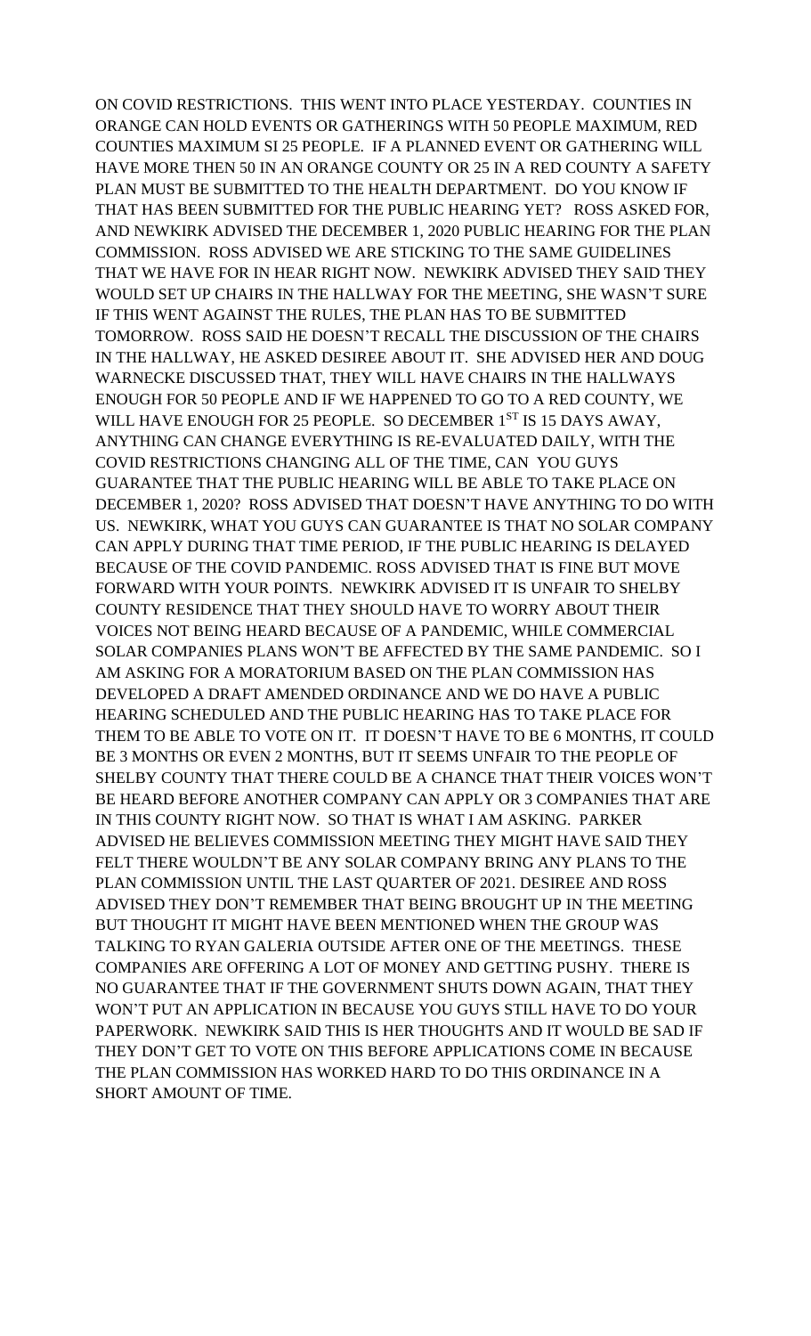ON COVID RESTRICTIONS. THIS WENT INTO PLACE YESTERDAY. COUNTIES IN ORANGE CAN HOLD EVENTS OR GATHERINGS WITH 50 PEOPLE MAXIMUM, RED COUNTIES MAXIMUM SI 25 PEOPLE. IF A PLANNED EVENT OR GATHERING WILL HAVE MORE THEN 50 IN AN ORANGE COUNTY OR 25 IN A RED COUNTY A SAFETY PLAN MUST BE SUBMITTED TO THE HEALTH DEPARTMENT. DO YOU KNOW IF THAT HAS BEEN SUBMITTED FOR THE PUBLIC HEARING YET? ROSS ASKED FOR, AND NEWKIRK ADVISED THE DECEMBER 1, 2020 PUBLIC HEARING FOR THE PLAN COMMISSION. ROSS ADVISED WE ARE STICKING TO THE SAME GUIDELINES THAT WE HAVE FOR IN HEAR RIGHT NOW. NEWKIRK ADVISED THEY SAID THEY WOULD SET UP CHAIRS IN THE HALLWAY FOR THE MEETING, SHE WASN'T SURE IF THIS WENT AGAINST THE RULES, THE PLAN HAS TO BE SUBMITTED TOMORROW. ROSS SAID HE DOESN'T RECALL THE DISCUSSION OF THE CHAIRS IN THE HALLWAY, HE ASKED DESIREE ABOUT IT. SHE ADVISED HER AND DOUG WARNECKE DISCUSSED THAT, THEY WILL HAVE CHAIRS IN THE HALLWAYS ENOUGH FOR 50 PEOPLE AND IF WE HAPPENED TO GO TO A RED COUNTY, WE WILL HAVE ENOUGH FOR 25 PEOPLE. SO DECEMBER 1ST IS 15 DAYS AWAY, ANYTHING CAN CHANGE EVERYTHING IS RE-EVALUATED DAILY, WITH THE COVID RESTRICTIONS CHANGING ALL OF THE TIME, CAN YOU GUYS GUARANTEE THAT THE PUBLIC HEARING WILL BE ABLE TO TAKE PLACE ON DECEMBER 1, 2020? ROSS ADVISED THAT DOESN'T HAVE ANYTHING TO DO WITH US. NEWKIRK, WHAT YOU GUYS CAN GUARANTEE IS THAT NO SOLAR COMPANY CAN APPLY DURING THAT TIME PERIOD, IF THE PUBLIC HEARING IS DELAYED BECAUSE OF THE COVID PANDEMIC. ROSS ADVISED THAT IS FINE BUT MOVE FORWARD WITH YOUR POINTS. NEWKIRK ADVISED IT IS UNFAIR TO SHELBY COUNTY RESIDENCE THAT THEY SHOULD HAVE TO WORRY ABOUT THEIR VOICES NOT BEING HEARD BECAUSE OF A PANDEMIC, WHILE COMMERCIAL SOLAR COMPANIES PLANS WON'T BE AFFECTED BY THE SAME PANDEMIC. SO I AM ASKING FOR A MORATORIUM BASED ON THE PLAN COMMISSION HAS DEVELOPED A DRAFT AMENDED ORDINANCE AND WE DO HAVE A PUBLIC HEARING SCHEDULED AND THE PUBLIC HEARING HAS TO TAKE PLACE FOR THEM TO BE ABLE TO VOTE ON IT. IT DOESN'T HAVE TO BE 6 MONTHS, IT COULD BE 3 MONTHS OR EVEN 2 MONTHS, BUT IT SEEMS UNFAIR TO THE PEOPLE OF SHELBY COUNTY THAT THERE COULD BE A CHANCE THAT THEIR VOICES WON'T BE HEARD BEFORE ANOTHER COMPANY CAN APPLY OR 3 COMPANIES THAT ARE IN THIS COUNTY RIGHT NOW. SO THAT IS WHAT I AM ASKING. PARKER ADVISED HE BELIEVES COMMISSION MEETING THEY MIGHT HAVE SAID THEY FELT THERE WOULDN'T BE ANY SOLAR COMPANY BRING ANY PLANS TO THE PLAN COMMISSION UNTIL THE LAST QUARTER OF 2021. DESIREE AND ROSS ADVISED THEY DON'T REMEMBER THAT BEING BROUGHT UP IN THE MEETING BUT THOUGHT IT MIGHT HAVE BEEN MENTIONED WHEN THE GROUP WAS TALKING TO RYAN GALERIA OUTSIDE AFTER ONE OF THE MEETINGS. THESE COMPANIES ARE OFFERING A LOT OF MONEY AND GETTING PUSHY. THERE IS NO GUARANTEE THAT IF THE GOVERNMENT SHUTS DOWN AGAIN, THAT THEY WON'T PUT AN APPLICATION IN BECAUSE YOU GUYS STILL HAVE TO DO YOUR PAPERWORK. NEWKIRK SAID THIS IS HER THOUGHTS AND IT WOULD BE SAD IF THEY DON'T GET TO VOTE ON THIS BEFORE APPLICATIONS COME IN BECAUSE THE PLAN COMMISSION HAS WORKED HARD TO DO THIS ORDINANCE IN A SHORT AMOUNT OF TIME.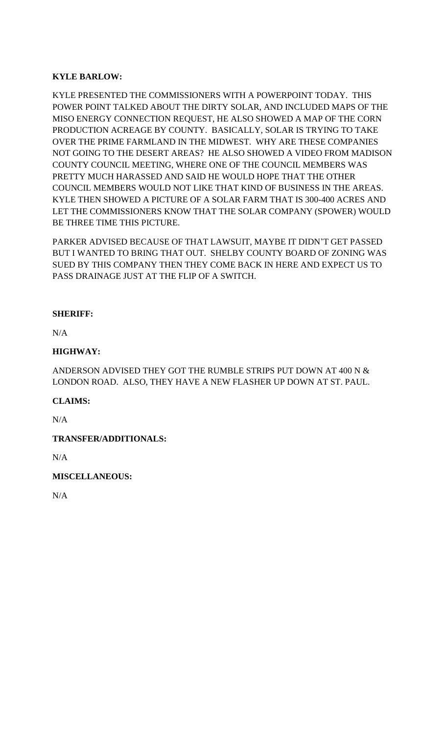**KYLE BARLOW:**

KYLE PRESENTED THE COMMISSIONERS WITH A POWERPOINT TODAY. THIS POWER POINT TALKED ABOUT THE DIRTY SOLAR, AND INCLUDED MAPS OF THE MISO ENERGY CONNECTION REQUEST, HE ALSO SHOWED A MAP OF THE CORN PRODUCTION ACREAGE BY COUNTY. BASICALLY, SOLAR IS TRYING TO TAKE OVER THE PRIME FARMLAND IN THE MIDWEST. WHY ARE THESE COMPANIES NOT GOING TO THE DESERT AREAS? HE ALSO SHOWED A VIDEO FROM MADISON COUNTY COUNCIL MEETING, WHERE ONE OF THE COUNCIL MEMBERS WAS PRETTY MUCH HARASSED AND SAID HE WOULD HOPE THAT THE OTHER COUNCIL MEMBERS WOULD NOT LIKE THAT KIND OF BUSINESS IN THE AREAS. KYLE THEN SHOWED A PICTURE OF A SOLAR FARM THAT IS 300-400 ACRES AND LET THE COMMISSIONERS KNOW THAT THE SOLAR COMPANY (SPOWER) WOULD BE THREE TIME THIS PICTURE.

PARKER ADVISED BECAUSE OF THAT LAWSUIT, MAYBE IT DIDN'T GET PASSED BUT I WANTED TO BRING THAT OUT. SHELBY COUNTY BOARD OF ZONING WAS SUED BY THIS COMPANY THEN THEY COME BACK IN HERE AND EXPECT US TO PASS DRAINAGE JUST AT THE FLIP OF A SWITCH.

**SHERIFF:**

N/A

**HIGHWAY:**

ANDERSON ADVISED THEY GOT THE RUMBLE STRIPS PUT DOWN AT 400 N & LONDON ROAD. ALSO, THEY HAVE A NEW FLASHER UP DOWN AT ST. PAUL.

**CLAIMS:**

N/A

**TRANSFER/ADDITIONALS:**

N/A

**MISCELLANEOUS:**

N/A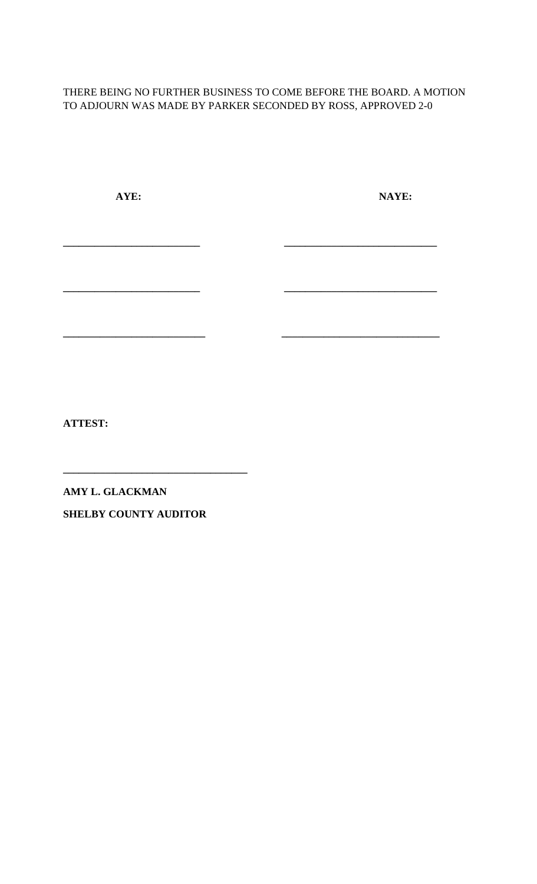THERE BEING NO FURTHER BUSINESS TO COME BEFORE THE BOARD. A MOTION TO ADJOURN WAS MADE BY PARKER SECONDED BY ROSS, APPROVED 2-0

| **AYE:** | **NAYE:** |
| --- | --- |
| ________________________ | ___________________________ |
| ________________________ | ___________________________ |
| _________________________ | ____________________________ |

**ATTEST:**

________________________________

**AMY L. GLACKMAN**

**SHELBY COUNTY AUDITOR**